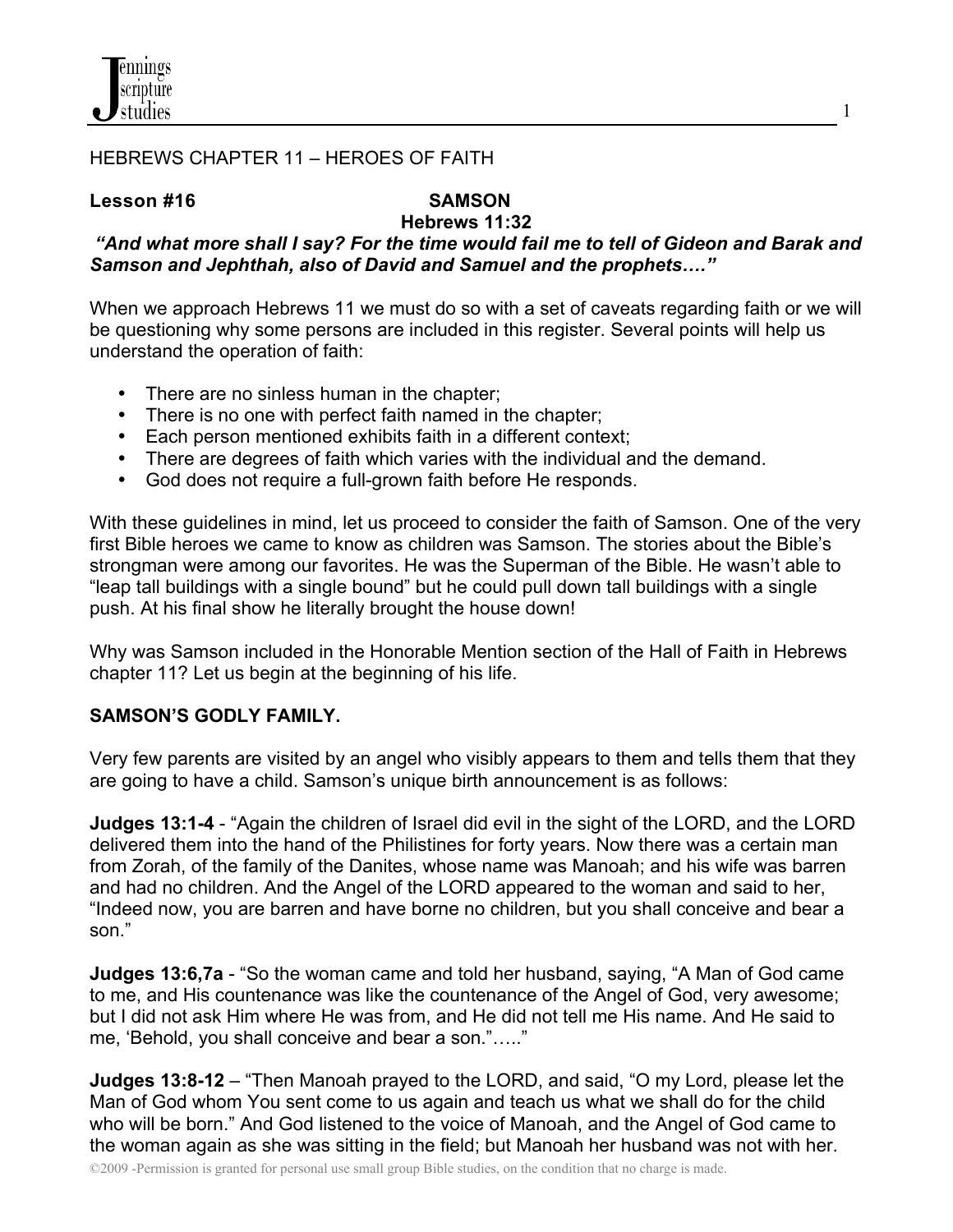HEBREWS CHAPTER 11 – HEROES OF FAITH

**Lesson #16 SAMSON**
**Hebrews 11:32**

***"And what more shall I say? For the time would fail me to tell of Gideon and Barak and Samson and Jephthah, also of David and Samuel and the prophets…."***

When we approach Hebrews 11 we must do so with a set of caveats regarding faith or we will be questioning why some persons are included in this register. Several points will help us understand the operation of faith:

- There are no sinless human in the chapter;
- There is no one with perfect faith named in the chapter;
- Each person mentioned exhibits faith in a different context;
- There are degrees of faith which varies with the individual and the demand.
- God does not require a full-grown faith before He responds.

With these guidelines in mind, let us proceed to consider the faith of Samson. One of the very first Bible heroes we came to know as children was Samson. The stories about the Bible's strongman were among our favorites. He was the Superman of the Bible. He wasn't able to "leap tall buildings with a single bound" but he could pull down tall buildings with a single push. At his final show he literally brought the house down!

Why was Samson included in the Honorable Mention section of the Hall of Faith in Hebrews chapter 11? Let us begin at the beginning of his life.

**SAMSON'S GODLY FAMILY.**

Very few parents are visited by an angel who visibly appears to them and tells them that they are going to have a child. Samson's unique birth announcement is as follows:

**Judges 13:1-4** - "Again the children of Israel did evil in the sight of the LORD, and the LORD delivered them into the hand of the Philistines for forty years. Now there was a certain man from Zorah, of the family of the Danites, whose name was Manoah; and his wife was barren and had no children. And the Angel of the LORD appeared to the woman and said to her, "Indeed now, you are barren and have borne no children, but you shall conceive and bear a son."

**Judges 13:6,7a** - "So the woman came and told her husband, saying, "A Man of God came to me, and His countenance was like the countenance of the Angel of God, very awesome; but I did not ask Him where He was from, and He did not tell me His name. And He said to me, 'Behold, you shall conceive and bear a son."….."

**Judges 13:8-12** – "Then Manoah prayed to the LORD, and said, "O my Lord, please let the Man of God whom You sent come to us again and teach us what we shall do for the child who will be born." And God listened to the voice of Manoah, and the Angel of God came to the woman again as she was sitting in the field; but Manoah her husband was not with her.

©2009 -Permission is granted for personal use small group Bible studies, on the condition that no charge is made.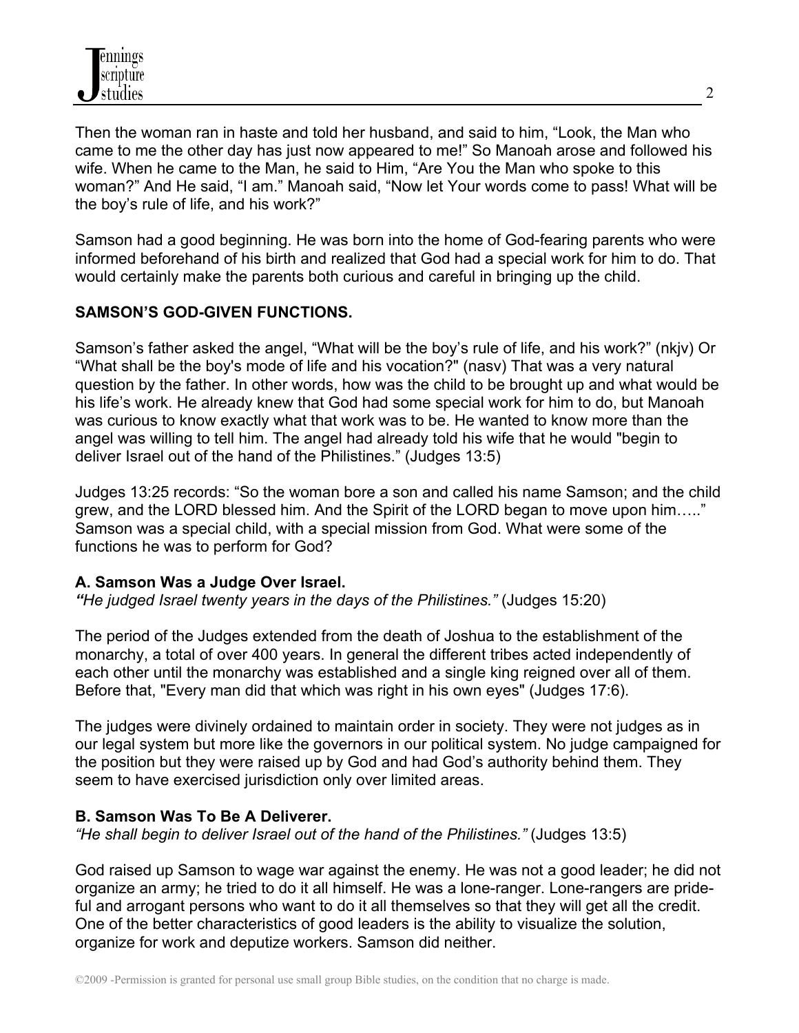Then the woman ran in haste and told her husband, and said to him, “Look, the Man who came to me the other day has just now appeared to me!” So Manoah arose and followed his wife. When he came to the Man, he said to Him, “Are You the Man who spoke to this woman?” And He said, “I am.” Manoah said, “Now let Your words come to pass! What will be the boy’s rule of life, and his work?”

Samson had a good beginning. He was born into the home of God-fearing parents who were informed beforehand of his birth and realized that God had a special work for him to do. That would certainly make the parents both curious and careful in bringing up the child.

**SAMSON’S GOD-GIVEN FUNCTIONS.**

Samson’s father asked the angel, “What will be the boy’s rule of life, and his work?” (nkjv) Or “What shall be the boy's mode of life and his vocation?" (nasv) That was a very natural question by the father. In other words, how was the child to be brought up and what would be his life’s work. He already knew that God had some special work for him to do, but Manoah was curious to know exactly what that work was to be. He wanted to know more than the angel was willing to tell him. The angel had already told his wife that he would "begin to deliver Israel out of the hand of the Philistines.” (Judges 13:5)

Judges 13:25 records: “So the woman bore a son and called his name Samson; and the child grew, and the LORD blessed him. And the Spirit of the LORD began to move upon him…..” Samson was a special child, with a special mission from God. What were some of the functions he was to perform for God?

**A. Samson Was a Judge Over Israel.**
***“****He judged Israel twenty years in the days of the Philistines.”* (Judges 15:20)

The period of the Judges extended from the death of Joshua to the establishment of the monarchy, a total of over 400 years. In general the different tribes acted independently of each other until the monarchy was established and a single king reigned over all of them. Before that, "Every man did that which was right in his own eyes" (Judges 17:6).

The judges were divinely ordained to maintain order in society. They were not judges as in our legal system but more like the governors in our political system. No judge campaigned for the position but they were raised up by God and had God’s authority behind them. They seem to have exercised jurisdiction only over limited areas.

**B. Samson Was To Be A Deliverer.**
*“He shall begin to deliver Israel out of the hand of the Philistines.”* (Judges 13:5)

God raised up Samson to wage war against the enemy. He was not a good leader; he did not organize an army; he tried to do it all himself. He was a lone-ranger. Lone-rangers are prideful and arrogant persons who want to do it all themselves so that they will get all the credit. One of the better characteristics of good leaders is the ability to visualize the solution, organize for work and deputize workers. Samson did neither.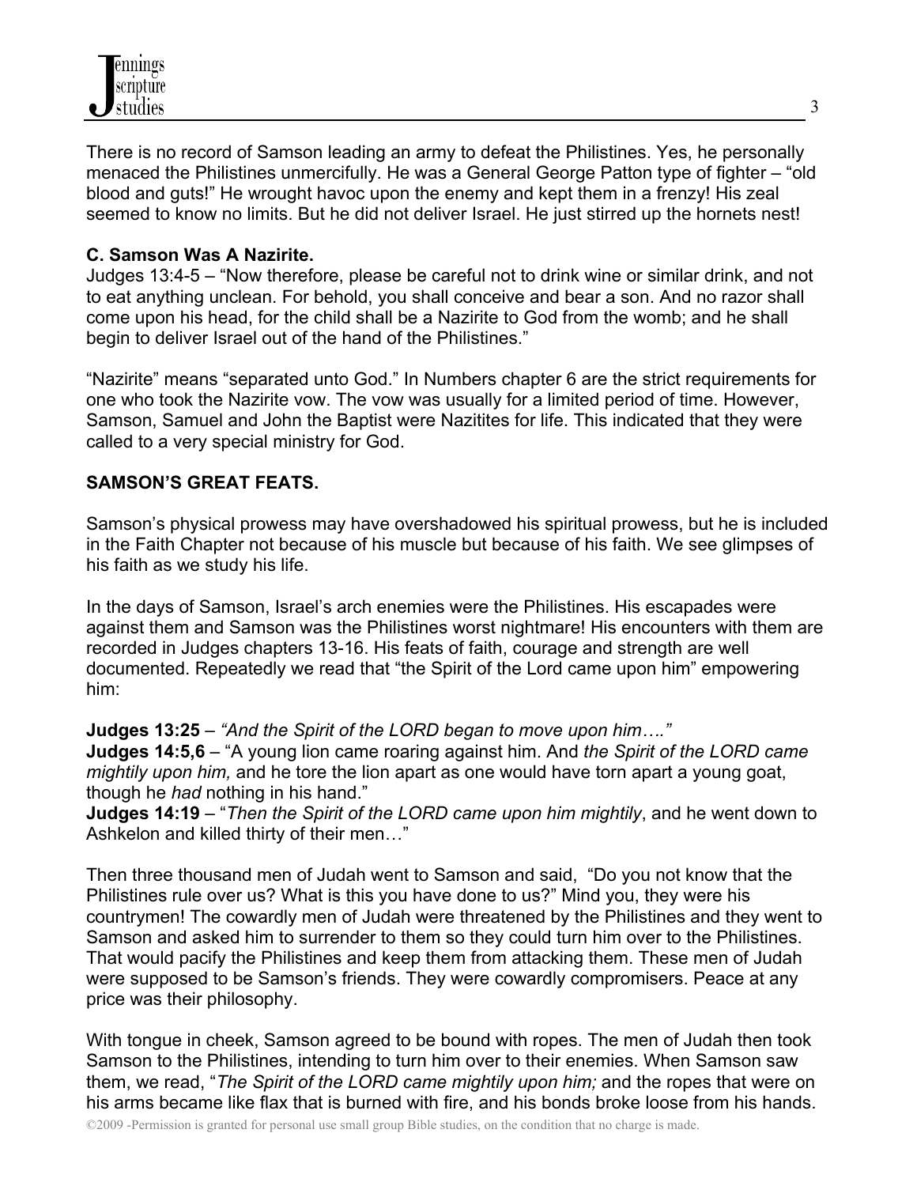There is no record of Samson leading an army to defeat the Philistines. Yes, he personally menaced the Philistines unmercifully. He was a General George Patton type of fighter – "old blood and guts!" He wrought havoc upon the enemy and kept them in a frenzy! His zeal seemed to know no limits. But he did not deliver Israel. He just stirred up the hornets nest!

**C. Samson Was A Nazirite.**

Judges 13:4-5 – "Now therefore, please be careful not to drink wine or similar drink, and not to eat anything unclean. For behold, you shall conceive and bear a son. And no razor shall come upon his head, for the child shall be a Nazirite to God from the womb; and he shall begin to deliver Israel out of the hand of the Philistines."

"Nazirite" means "separated unto God." In Numbers chapter 6 are the strict requirements for one who took the Nazirite vow. The vow was usually for a limited period of time. However, Samson, Samuel and John the Baptist were Nazitites for life. This indicated that they were called to a very special ministry for God.

**SAMSON'S GREAT FEATS.**

Samson's physical prowess may have overshadowed his spiritual prowess, but he is included in the Faith Chapter not because of his muscle but because of his faith. We see glimpses of his faith as we study his life.

In the days of Samson, Israel's arch enemies were the Philistines. His escapades were against them and Samson was the Philistines worst nightmare! His encounters with them are recorded in Judges chapters 13-16. His feats of faith, courage and strength are well documented. Repeatedly we read that "the Spirit of the Lord came upon him" empowering him:

**Judges 13:25** – *"And the Spirit of the LORD began to move upon him…."*
**Judges 14:5,6** – "A young lion came roaring against him. And *the Spirit of the LORD came mightily upon him,* and he tore the lion apart as one would have torn apart a young goat, though he *had* nothing in his hand."
**Judges 14:19** – "*Then the Spirit of the LORD came upon him mightily*, and he went down to Ashkelon and killed thirty of their men…"

Then three thousand men of Judah went to Samson and said, "Do you not know that the Philistines rule over us? What is this you have done to us?" Mind you, they were his countrymen! The cowardly men of Judah were threatened by the Philistines and they went to Samson and asked him to surrender to them so they could turn him over to the Philistines. That would pacify the Philistines and keep them from attacking them. These men of Judah were supposed to be Samson's friends. They were cowardly compromisers. Peace at any price was their philosophy.

With tongue in cheek, Samson agreed to be bound with ropes. The men of Judah then took Samson to the Philistines, intending to turn him over to their enemies. When Samson saw them, we read, "*The Spirit of the LORD came mightily upon him;* and the ropes that were on his arms became like flax that is burned with fire, and his bonds broke loose from his hands.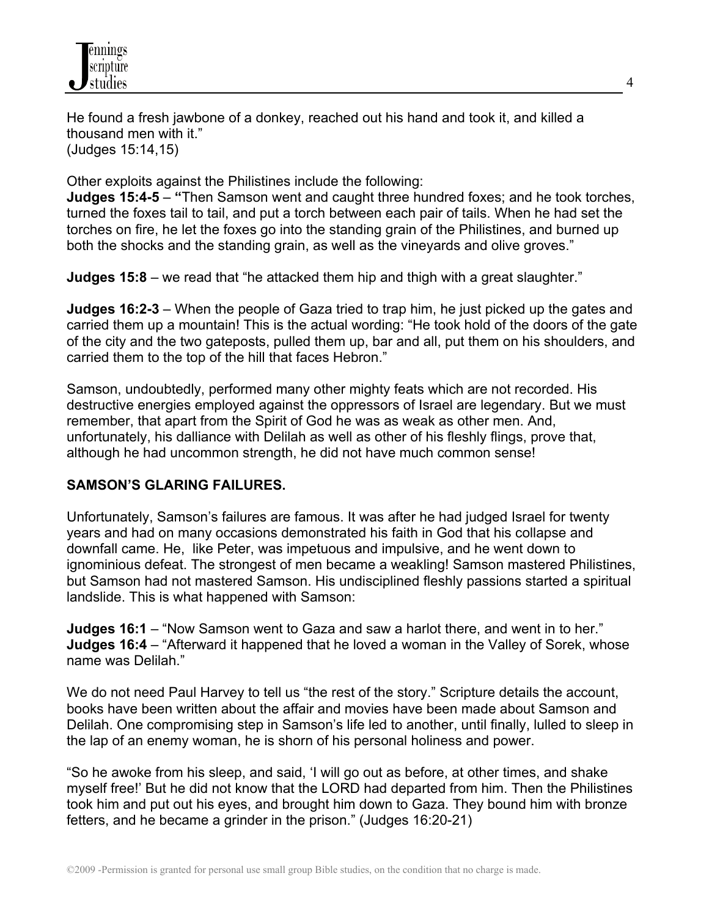He found a fresh jawbone of a donkey, reached out his hand and took it, and killed a thousand men with it."
(Judges 15:14,15)

Other exploits against the Philistines include the following:

**Judges 15:4-5** – **"**Then Samson went and caught three hundred foxes; and he took torches, turned the foxes tail to tail, and put a torch between each pair of tails. When he had set the torches on fire, he let the foxes go into the standing grain of the Philistines, and burned up both the shocks and the standing grain, as well as the vineyards and olive groves."

**Judges 15:8** – we read that "he attacked them hip and thigh with a great slaughter."

**Judges 16:2-3** – When the people of Gaza tried to trap him, he just picked up the gates and carried them up a mountain! This is the actual wording: "He took hold of the doors of the gate of the city and the two gateposts, pulled them up, bar and all, put them on his shoulders, and carried them to the top of the hill that faces Hebron."

Samson, undoubtedly, performed many other mighty feats which are not recorded. His destructive energies employed against the oppressors of Israel are legendary. But we must remember, that apart from the Spirit of God he was as weak as other men. And, unfortunately, his dalliance with Delilah as well as other of his fleshly flings, prove that, although he had uncommon strength, he did not have much common sense!

## SAMSON'S GLARING FAILURES.

Unfortunately, Samson's failures are famous. It was after he had judged Israel for twenty years and had on many occasions demonstrated his faith in God that his collapse and downfall came. He, like Peter, was impetuous and impulsive, and he went down to ignominious defeat. The strongest of men became a weakling! Samson mastered Philistines, but Samson had not mastered Samson. His undisciplined fleshly passions started a spiritual landslide. This is what happened with Samson:

**Judges 16:1** – "Now Samson went to Gaza and saw a harlot there, and went in to her."
**Judges 16:4** – "Afterward it happened that he loved a woman in the Valley of Sorek, whose name was Delilah."

We do not need Paul Harvey to tell us "the rest of the story." Scripture details the account, books have been written about the affair and movies have been made about Samson and Delilah. One compromising step in Samson's life led to another, until finally, lulled to sleep in the lap of an enemy woman, he is shorn of his personal holiness and power.

"So he awoke from his sleep, and said, 'I will go out as before, at other times, and shake myself free!' But he did not know that the LORD had departed from him. Then the Philistines took him and put out his eyes, and brought him down to Gaza. They bound him with bronze fetters, and he became a grinder in the prison." (Judges 16:20-21)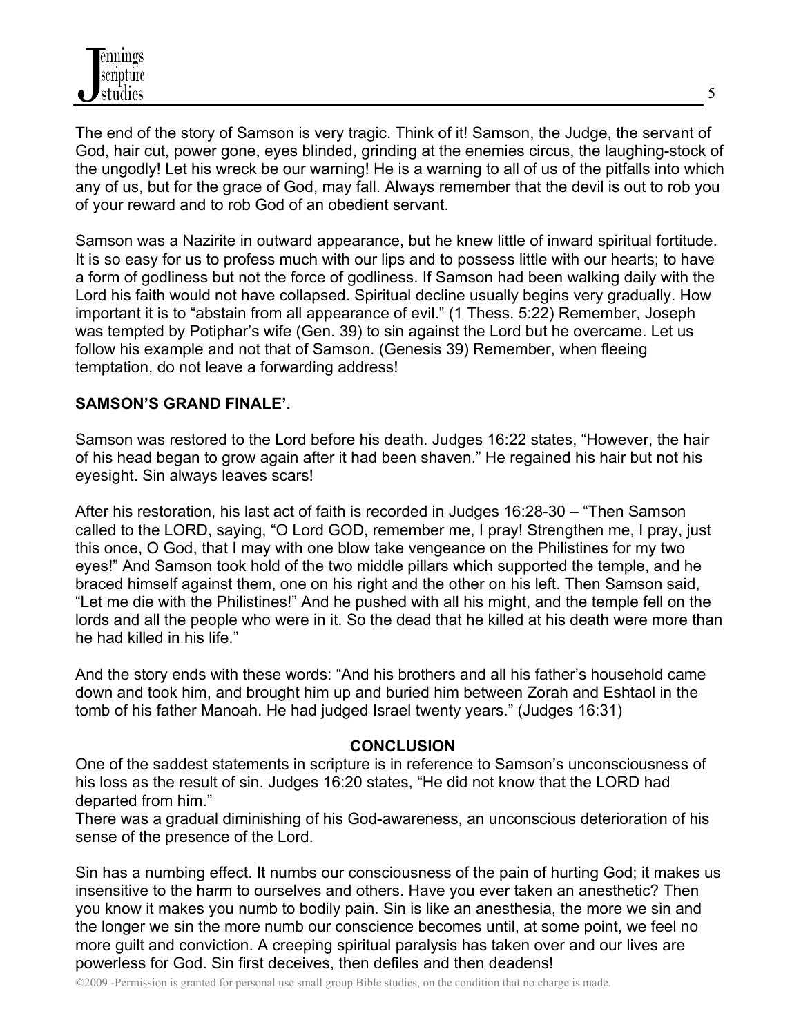The end of the story of Samson is very tragic. Think of it! Samson, the Judge, the servant of God, hair cut, power gone, eyes blinded, grinding at the enemies circus, the laughing-stock of the ungodly! Let his wreck be our warning! He is a warning to all of us of the pitfalls into which any of us, but for the grace of God, may fall. Always remember that the devil is out to rob you of your reward and to rob God of an obedient servant.

Samson was a Nazirite in outward appearance, but he knew little of inward spiritual fortitude. It is so easy for us to profess much with our lips and to possess little with our hearts; to have a form of godliness but not the force of godliness. If Samson had been walking daily with the Lord his faith would not have collapsed. Spiritual decline usually begins very gradually. How important it is to "abstain from all appearance of evil." (1 Thess. 5:22) Remember, Joseph was tempted by Potiphar's wife (Gen. 39) to sin against the Lord but he overcame. Let us follow his example and not that of Samson. (Genesis 39) Remember, when fleeing temptation, do not leave a forwarding address!

**SAMSON'S GRAND FINALE'.**

Samson was restored to the Lord before his death. Judges 16:22 states, "However, the hair of his head began to grow again after it had been shaven." He regained his hair but not his eyesight. Sin always leaves scars!

After his restoration, his last act of faith is recorded in Judges 16:28-30 – "Then Samson called to the LORD, saying, "O Lord GOD, remember me, I pray! Strengthen me, I pray, just this once, O God, that I may with one blow take vengeance on the Philistines for my two eyes!" And Samson took hold of the two middle pillars which supported the temple, and he braced himself against them, one on his right and the other on his left. Then Samson said, "Let me die with the Philistines!" And he pushed with all his might, and the temple fell on the lords and all the people who were in it. So the dead that he killed at his death were more than he had killed in his life."

And the story ends with these words: "And his brothers and all his father's household came down and took him, and brought him up and buried him between Zorah and Eshtaol in the tomb of his father Manoah. He had judged Israel twenty years." (Judges 16:31)

## CONCLUSION

One of the saddest statements in scripture is in reference to Samson's unconsciousness of his loss as the result of sin. Judges 16:20 states, "He did not know that the LORD had departed from him."
There was a gradual diminishing of his God-awareness, an unconscious deterioration of his sense of the presence of the Lord.

Sin has a numbing effect. It numbs our consciousness of the pain of hurting God; it makes us insensitive to the harm to ourselves and others. Have you ever taken an anesthetic? Then you know it makes you numb to bodily pain. Sin is like an anesthesia, the more we sin and the longer we sin the more numb our conscience becomes until, at some point, we feel no more guilt and conviction. A creeping spiritual paralysis has taken over and our lives are powerless for God. Sin first deceives, then defiles and then deadens!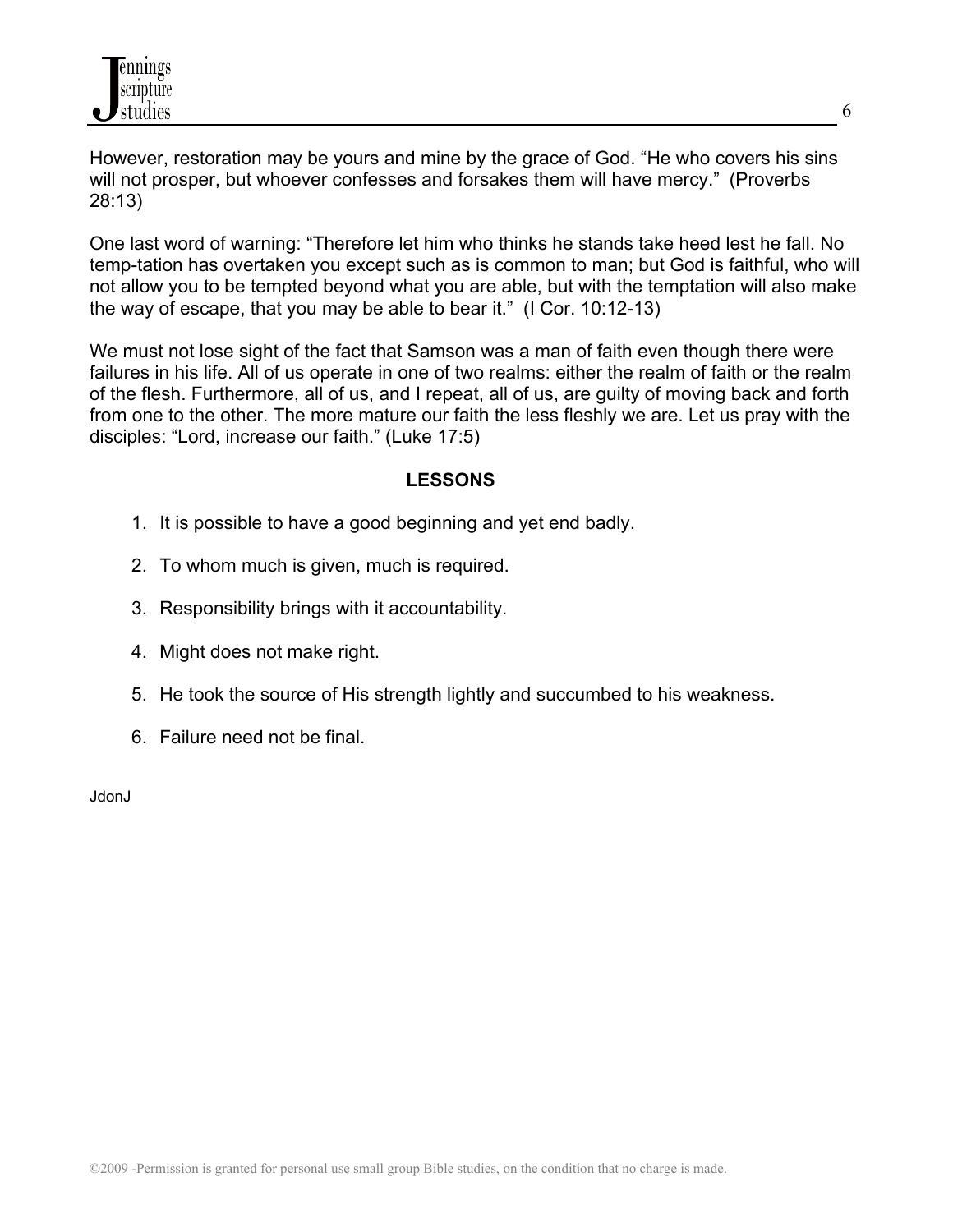However, restoration may be yours and mine by the grace of God. “He who covers his sins will not prosper, but whoever confesses and forsakes them will have mercy.” (Proverbs 28:13)

One last word of warning: “Therefore let him who thinks he stands take heed lest he fall. No temp-tation has overtaken you except such as is common to man; but God is faithful, who will not allow you to be tempted beyond what you are able, but with the temptation will also make the way of escape, that you may be able to bear it.” (I Cor. 10:12-13)

We must not lose sight of the fact that Samson was a man of faith even though there were failures in his life. All of us operate in one of two realms: either the realm of faith or the realm of the flesh. Furthermore, all of us, and I repeat, all of us, are guilty of moving back and forth from one to the other. The more mature our faith the less fleshly we are. Let us pray with the disciples: “Lord, increase our faith.” (Luke 17:5)

**LESSONS**

1. It is possible to have a good beginning and yet end badly.
2. To whom much is given, much is required.
3. Responsibility brings with it accountability.
4. Might does not make right.
5. He took the source of His strength lightly and succumbed to his weakness.
6. Failure need not be final.

JdonJ

©2009 -Permission is granted for personal use small group Bible studies, on the condition that no charge is made.